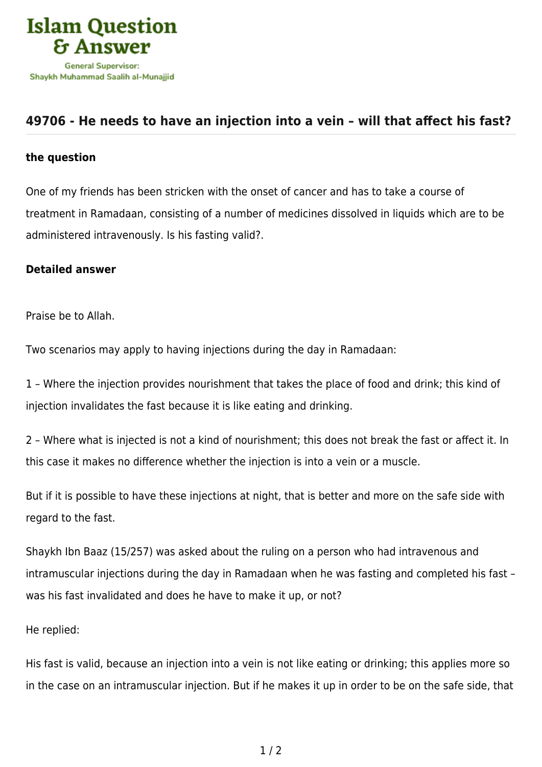# 49706 - He needs to have an injection into a vein – will that affect his fast?

**the question**

One of my friends has been stricken with the onset of cancer and has to take a course of treatment in Ramadaan, consisting of a number of medicines dissolved in liquids which are to be administered intravenously. Is his fasting valid?.

**Detailed answer**

Praise be to Allah.

Two scenarios may apply to having injections during the day in Ramadaan:

1 – Where the injection provides nourishment that takes the place of food and drink; this kind of injection invalidates the fast because it is like eating and drinking.

2 – Where what is injected is not a kind of nourishment; this does not break the fast or affect it. In this case it makes no difference whether the injection is into a vein or a muscle.

But if it is possible to have these injections at night, that is better and more on the safe side with regard to the fast.

Shaykh Ibn Baaz (15/257) was asked about the ruling on a person who had intravenous and intramuscular injections during the day in Ramadaan when he was fasting and completed his fast – was his fast invalidated and does he have to make it up, or not?

He replied:

His fast is valid, because an injection into a vein is not like eating or drinking; this applies more so in the case on an intramuscular injection. But if he makes it up in order to be on the safe side, that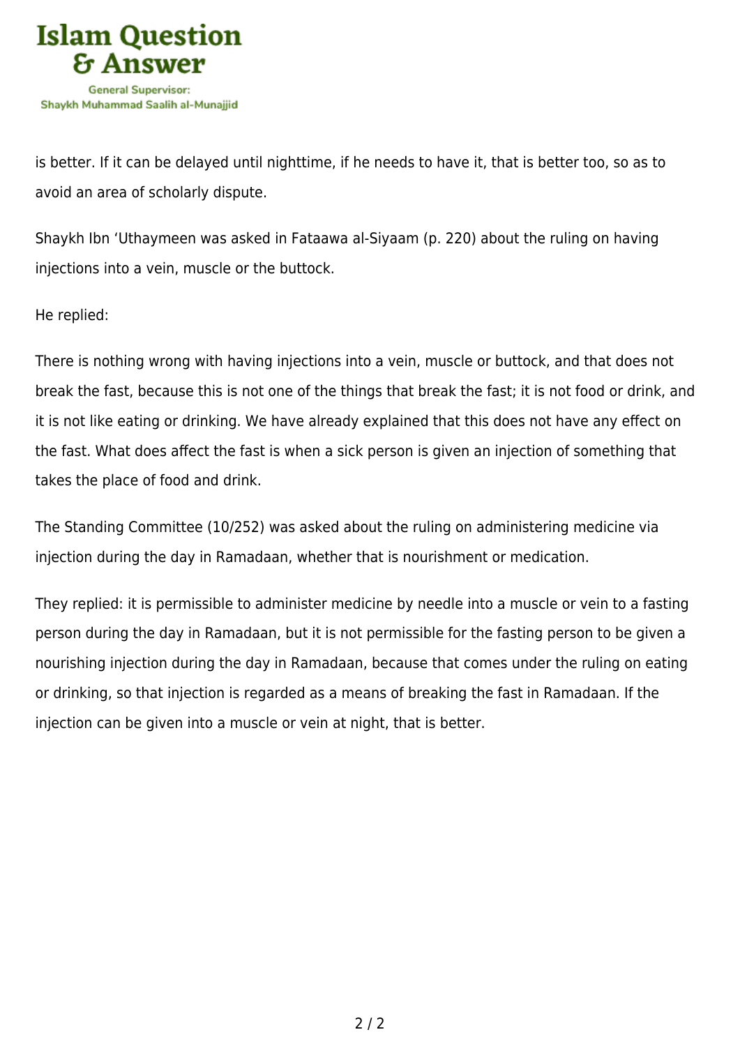is better. If it can be delayed until nighttime, if he needs to have it, that is better too, so as to avoid an area of scholarly dispute.

Shaykh Ibn ‘Uthaymeen was asked in Fataawa al-Siyaam (p. 220) about the ruling on having injections into a vein, muscle or the buttock.

He replied:

There is nothing wrong with having injections into a vein, muscle or buttock, and that does not break the fast, because this is not one of the things that break the fast; it is not food or drink, and it is not like eating or drinking. We have already explained that this does not have any effect on the fast. What does affect the fast is when a sick person is given an injection of something that takes the place of food and drink.

The Standing Committee (10/252) was asked about the ruling on administering medicine via injection during the day in Ramadaan, whether that is nourishment or medication.

They replied: it is permissible to administer medicine by needle into a muscle or vein to a fasting person during the day in Ramadaan, but it is not permissible for the fasting person to be given a nourishing injection during the day in Ramadaan, because that comes under the ruling on eating or drinking, so that injection is regarded as a means of breaking the fast in Ramadaan. If the injection can be given into a muscle or vein at night, that is better.